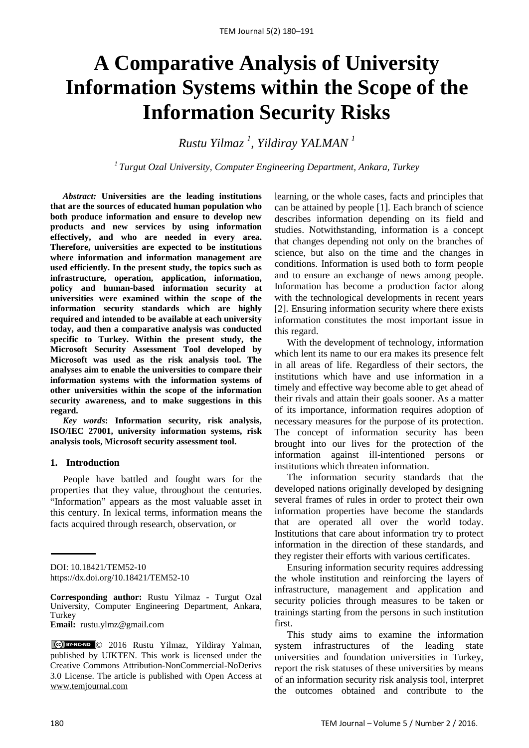# A Comparative Analysis of University Information Systems within the Scope of the Information Security Risks

*Rustu Yilmaz [1], Yildiray YALMAN [1]*

*[1] Turgut Ozal University, Computer Engineering Department, Ankara, Turkey*

*Abstract:* **Universities are the leading institutions that are the sources of educated human population who both produce information and ensure to develop new products and new services by using information effectively, and who are needed in every area. Therefore, universities are expected to be institutions where information and information management are used efficiently. In the present study, the topics such as infrastructure, operation, application, information, policy and human-based information security at universities were examined within the scope of the information security standards which are highly required and intended to be available at each university today, and then a comparative analysis was conducted specific to Turkey. Within the present study, the Microsoft Security Assessment Tool developed by Microsoft was used as the risk analysis tool. The analyses aim to enable the universities to compare their information systems with the information systems of other universities within the scope of the information security awareness, and to make suggestions in this regard.**

*Key words*: **Information security, risk analysis, ISO/IEC 27001, university information systems, risk analysis tools, Microsoft security assessment tool.**

## 1. Introduction

People have battled and fought wars for the properties that they value, throughout the centuries. "Information" appears as the most valuable asset in this century. In lexical terms, information means the facts acquired through research, observation, or learning, or the whole cases, facts and principles that can be attained by people [1]. Each branch of science describes information depending on its field and studies. Notwithstanding, information is a concept that changes depending not only on the branches of science, but also on the time and the changes in conditions. Information is used both to form people and to ensure an exchange of news among people. Information has become a production factor along with the technological developments in recent years [2]. Ensuring information security where there exists information constitutes the most important issue in this regard.

With the development of technology, information which lent its name to our era makes its presence felt in all areas of life. Regardless of their sectors, the institutions which have and use information in a timely and effective way become able to get ahead of their rivals and attain their goals sooner. As a matter of its importance, information requires adoption of necessary measures for the purpose of its protection. The concept of information security has been brought into our lives for the protection of the information against ill-intentioned persons or institutions which threaten information.

The information security standards that the developed nations originally developed by designing several frames of rules in order to protect their own information properties have become the standards that are operated all over the world today. Institutions that care about information try to protect information in the direction of these standards, and they register their efforts with various certificates.

Ensuring information security requires addressing the whole institution and reinforcing the layers of infrastructure, management and application and security policies through measures to be taken or trainings starting from the persons in such institution first.

This study aims to examine the information system infrastructures of the leading state universities and foundation universities in Turkey, report the risk statuses of these universities by means of an information security risk analysis tool, interpret the outcomes obtained and contribute to the

---

DOI: 10.18421/TEM52-10
https://dx.doi.org/10.18421/TEM52-10

**Corresponding author:** Rustu Yilmaz - Turgut Ozal University, Computer Engineering Department, Ankara, Turkey
**Email:** rustu.ylmz@gmail.com

© 2016 Rustu Yilmaz, Yildiray Yalman, published by UIKTEN. This work is licensed under the Creative Commons Attribution-NonCommercial-NoDerivs 3.0 License. The article is published with Open Access at www.temjournal.com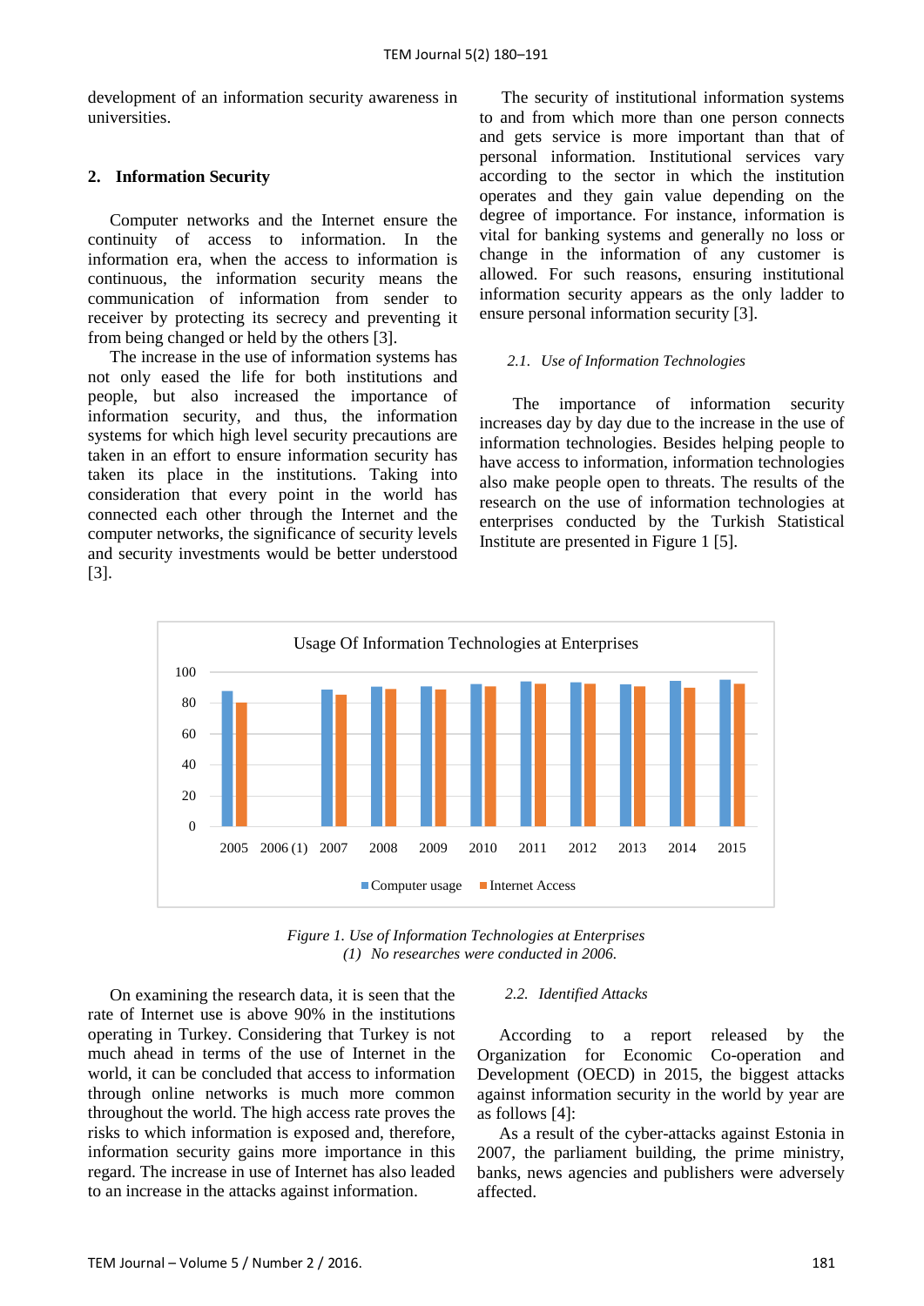development of an information security awareness in universities.

## 2. Information Security

Computer networks and the Internet ensure the continuity of access to information. In the information era, when the access to information is continuous, the information security means the communication of information from sender to receiver by protecting its secrecy and preventing it from being changed or held by the others [3].

The increase in the use of information systems has not only eased the life for both institutions and people, but also increased the importance of information security, and thus, the information systems for which high level security precautions are taken in an effort to ensure information security has taken its place in the institutions. Taking into consideration that every point in the world has connected each other through the Internet and the computer networks, the significance of security levels and security investments would be better understood [3].

The security of institutional information systems to and from which more than one person connects and gets service is more important than that of personal information. Institutional services vary according to the sector in which the institution operates and they gain value depending on the degree of importance. For instance, information is vital for banking systems and generally no loss or change in the information of any customer is allowed. For such reasons, ensuring institutional information security appears as the only ladder to ensure personal information security [3].

### *2.1. Use of Information Technologies*

The importance of information security increases day by day due to the increase in the use of information technologies. Besides helping people to have access to information, information technologies also make people open to threats. The results of the research on the use of information technologies at enterprises conducted by the Turkish Statistical Institute are presented in Figure 1 [5].

*Figure 1. Use of Information Technologies at Enterprises*
*(1) No researches were conducted in 2006.*

On examining the research data, it is seen that the rate of Internet use is above 90% in the institutions operating in Turkey. Considering that Turkey is not much ahead in terms of the use of Internet in the world, it can be concluded that access to information through online networks is much more common throughout the world. The high access rate proves the risks to which information is exposed and, therefore, information security gains more importance in this regard. The increase in use of Internet has also leaded to an increase in the attacks against information.

### *2.2. Identified Attacks*

According to a report released by the Organization for Economic Co-operation and Development (OECD) in 2015, the biggest attacks against information security in the world by year are as follows [4]:

As a result of the cyber-attacks against Estonia in 2007, the parliament building, the prime ministry, banks, news agencies and publishers were adversely affected.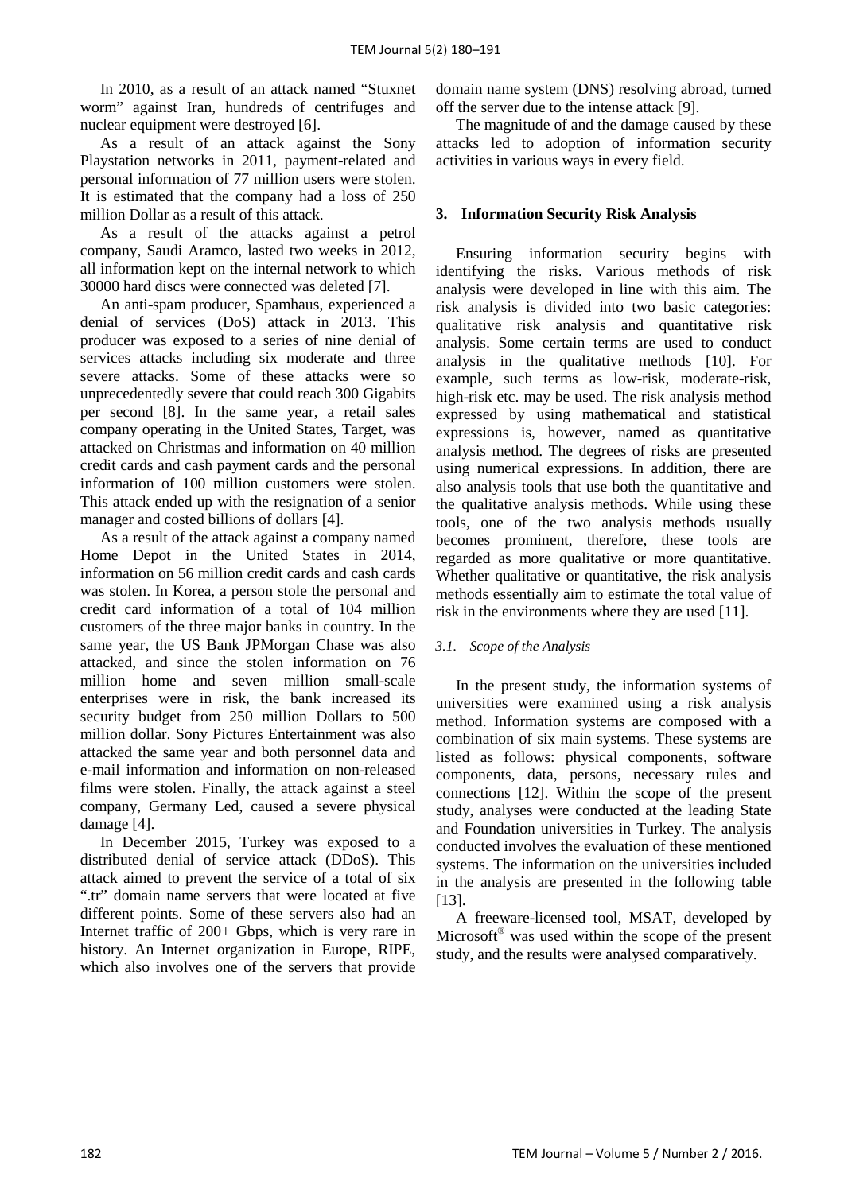In 2010, as a result of an attack named "Stuxnet worm" against Iran, hundreds of centrifuges and nuclear equipment were destroyed [6].

As a result of an attack against the Sony Playstation networks in 2011, payment-related and personal information of 77 million users were stolen. It is estimated that the company had a loss of 250 million Dollar as a result of this attack.

As a result of the attacks against a petrol company, Saudi Aramco, lasted two weeks in 2012, all information kept on the internal network to which 30000 hard discs were connected was deleted [7].

An anti-spam producer, Spamhaus, experienced a denial of services (DoS) attack in 2013. This producer was exposed to a series of nine denial of services attacks including six moderate and three severe attacks. Some of these attacks were so unprecedentedly severe that could reach 300 Gigabits per second [8]. In the same year, a retail sales company operating in the United States, Target, was attacked on Christmas and information on 40 million credit cards and cash payment cards and the personal information of 100 million customers were stolen. This attack ended up with the resignation of a senior manager and costed billions of dollars [4].

As a result of the attack against a company named Home Depot in the United States in 2014, information on 56 million credit cards and cash cards was stolen. In Korea, a person stole the personal and credit card information of a total of 104 million customers of the three major banks in country. In the same year, the US Bank JPMorgan Chase was also attacked, and since the stolen information on 76 million home and seven million small-scale enterprises were in risk, the bank increased its security budget from 250 million Dollars to 500 million dollar. Sony Pictures Entertainment was also attacked the same year and both personnel data and e-mail information and information on non-released films were stolen. Finally, the attack against a steel company, Germany Led, caused a severe physical damage [4].

In December 2015, Turkey was exposed to a distributed denial of service attack (DDoS). This attack aimed to prevent the service of a total of six ".tr" domain name servers that were located at five different points. Some of these servers also had an Internet traffic of 200+ Gbps, which is very rare in history. An Internet organization in Europe, RIPE, which also involves one of the servers that provide domain name system (DNS) resolving abroad, turned off the server due to the intense attack [9].

The magnitude of and the damage caused by these attacks led to adoption of information security activities in various ways in every field.

## 3. Information Security Risk Analysis

Ensuring information security begins with identifying the risks. Various methods of risk analysis were developed in line with this aim. The risk analysis is divided into two basic categories: qualitative risk analysis and quantitative risk analysis. Some certain terms are used to conduct analysis in the qualitative methods [10]. For example, such terms as low-risk, moderate-risk, high-risk etc. may be used. The risk analysis method expressed by using mathematical and statistical expressions is, however, named as quantitative analysis method. The degrees of risks are presented using numerical expressions. In addition, there are also analysis tools that use both the quantitative and the qualitative analysis methods. While using these tools, one of the two analysis methods usually becomes prominent, therefore, these tools are regarded as more qualitative or more quantitative. Whether qualitative or quantitative, the risk analysis methods essentially aim to estimate the total value of risk in the environments where they are used [11].

### *3.1. Scope of the Analysis*

In the present study, the information systems of universities were examined using a risk analysis method. Information systems are composed with a combination of six main systems. These systems are listed as follows: physical components, software components, data, persons, necessary rules and connections [12]. Within the scope of the present study, analyses were conducted at the leading State and Foundation universities in Turkey. The analysis conducted involves the evaluation of these mentioned systems. The information on the universities included in the analysis are presented in the following table [13].

A freeware-licensed tool, MSAT, developed by Microsoft® was used within the scope of the present study, and the results were analysed comparatively.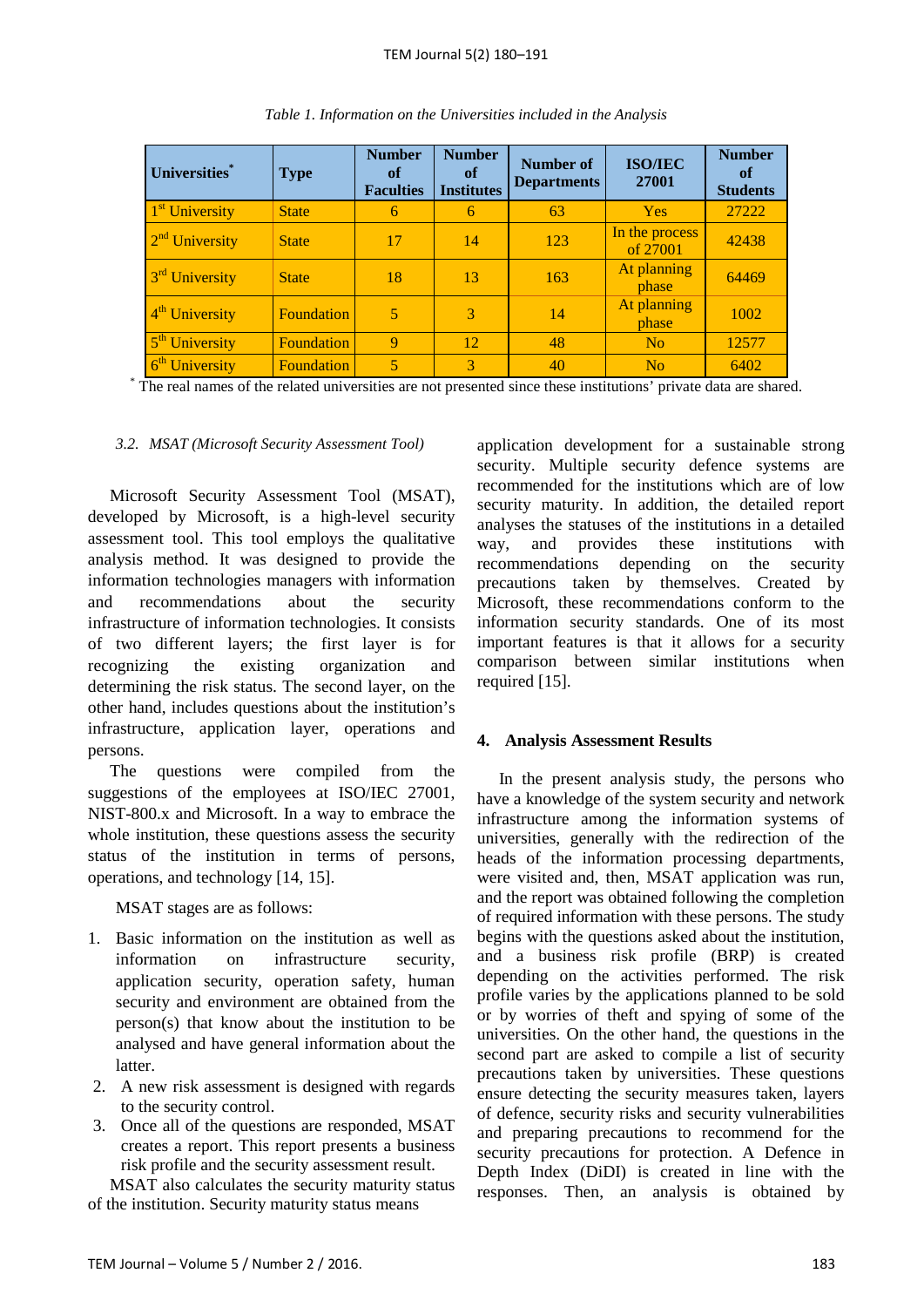*Table 1. Information on the Universities included in the Analysis*

| Universities* | Type | Number of Faculties | Number of Institutes | Number of Departments | ISO/IEC 27001 | Number of Students |
|---|---|---|---|---|---|---|
| 1st University | State | 6 | 6 | 63 | Yes | 27222 |
| 2nd University | State | 17 | 14 | 123 | In the process of 27001 | 42438 |
| 3rd University | State | 18 | 13 | 163 | At planning phase | 64469 |
| 4th University | Foundation | 5 | 3 | 14 | At planning phase | 1002 |
| 5th University | Foundation | 9 | 12 | 48 | No | 12577 |
| 6th University | Foundation | 5 | 3 | 40 | No | 6402 |

\* The real names of the related universities are not presented since these institutions' private data are shared.

### 3.2. MSAT (Microsoft Security Assessment Tool)

Microsoft Security Assessment Tool (MSAT), developed by Microsoft, is a high-level security assessment tool. This tool employs the qualitative analysis method. It was designed to provide the information technologies managers with information and recommendations about the security infrastructure of information technologies. It consists of two different layers; the first layer is for recognizing the existing organization and determining the risk status. The second layer, on the other hand, includes questions about the institution's infrastructure, application layer, operations and persons.

The questions were compiled from the suggestions of the employees at ISO/IEC 27001, NIST-800.x and Microsoft. In a way to embrace the whole institution, these questions assess the security status of the institution in terms of persons, operations, and technology [14, 15].

MSAT stages are as follows:

1. Basic information on the institution as well as information on infrastructure security, application security, operation safety, human security and environment are obtained from the person(s) that know about the institution to be analysed and have general information about the latter.
2. A new risk assessment is designed with regards to the security control.
3. Once all of the questions are responded, MSAT creates a report. This report presents a business risk profile and the security assessment result.

MSAT also calculates the security maturity status of the institution. Security maturity status means application development for a sustainable strong security. Multiple security defence systems are recommended for the institutions which are of low security maturity. In addition, the detailed report analyses the statuses of the institutions in a detailed way, and provides these institutions with recommendations depending on the security precautions taken by themselves. Created by Microsoft, these recommendations conform to the information security standards. One of its most important features is that it allows for a security comparison between similar institutions when required [15].

## 4. Analysis Assessment Results

In the present analysis study, the persons who have a knowledge of the system security and network infrastructure among the information systems of universities, generally with the redirection of the heads of the information processing departments, were visited and, then, MSAT application was run, and the report was obtained following the completion of required information with these persons. The study begins with the questions asked about the institution, and a business risk profile (BRP) is created depending on the activities performed. The risk profile varies by the applications planned to be sold or by worries of theft and spying of some of the universities. On the other hand, the questions in the second part are asked to compile a list of security precautions taken by universities. These questions ensure detecting the security measures taken, layers of defence, security risks and security vulnerabilities and preparing precautions to recommend for the security precautions for protection. A Defence in Depth Index (DiDI) is created in line with the responses. Then, an analysis is obtained by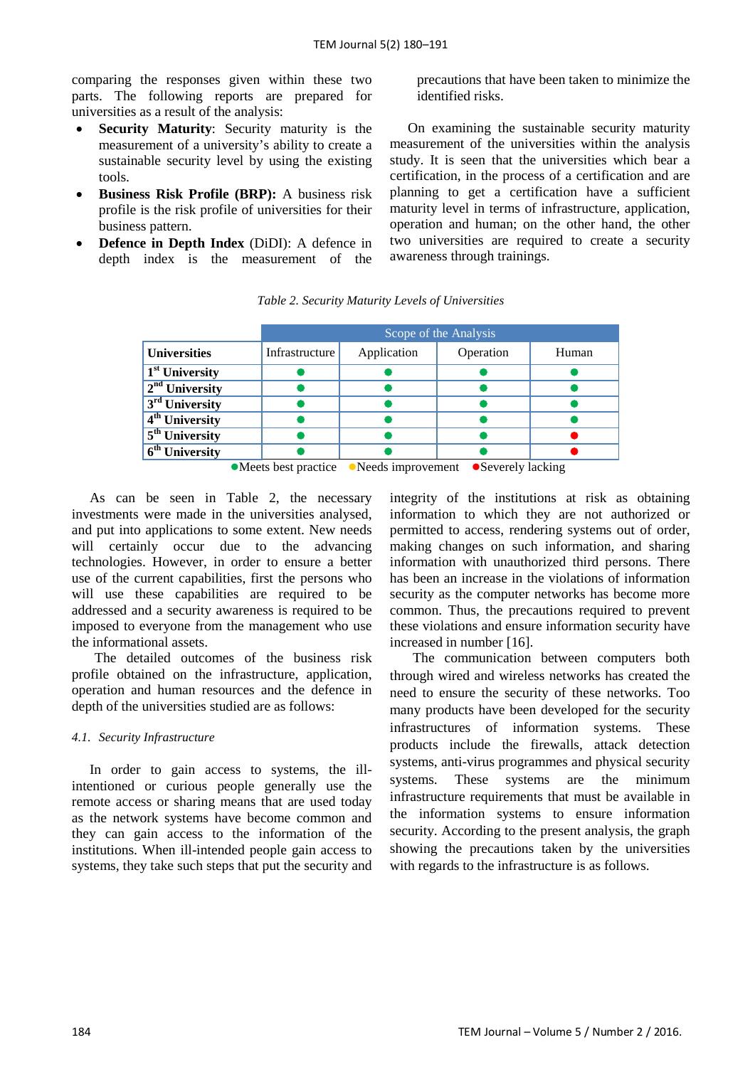comparing the responses given within these two parts. The following reports are prepared for universities as a result of the analysis:

- **Security Maturity**: Security maturity is the measurement of a university's ability to create a sustainable security level by using the existing tools.
- **Business Risk Profile (BRP):** A business risk profile is the risk profile of universities for their business pattern.
- **Defence in Depth Index** (DiDI): A defence in depth index is the measurement of the precautions that have been taken to minimize the identified risks.

On examining the sustainable security maturity measurement of the universities within the analysis study. It is seen that the universities which bear a certification, in the process of a certification and are planning to get a certification have a sufficient maturity level in terms of infrastructure, application, operation and human; on the other hand, the other two universities are required to create a security awareness through trainings.

*Table 2. Security Maturity Levels of Universities*

| | Scope of the Analysis | | | |
|---|---|---|---|---|
| **Universities** | Infrastructure | Application | Operation | Human |
| **1st University** | ● (green) | ● (green) | ● (green) | ● (green) |
| **2nd University** | ● (green) | ● (green) | ● (green) | ● (green) |
| **3rd University** | ● (green) | ● (green) | ● (green) | ● (green) |
| **4th University** | ● (green) | ● (green) | ● (green) | ● (green) |
| **5th University** | ● (green) | ● (green) | ● (green) | ● (red) |
| **6th University** | ● (green) | ● (green) | ● (green) | ● (red) |

●Meets best practice ●Needs improvement ●Severely lacking

As can be seen in Table 2, the necessary investments were made in the universities analysed, and put into applications to some extent. New needs will certainly occur due to the advancing technologies. However, in order to ensure a better use of the current capabilities, first the persons who will use these capabilities are required to be addressed and a security awareness is required to be imposed to everyone from the management who use the informational assets.

The detailed outcomes of the business risk profile obtained on the infrastructure, application, operation and human resources and the defence in depth of the universities studied are as follows:

### *4.1. Security Infrastructure*

In order to gain access to systems, the ill-intentioned or curious people generally use the remote access or sharing means that are used today as the network systems have become common and they can gain access to the information of the institutions. When ill-intended people gain access to systems, they take such steps that put the security and integrity of the institutions at risk as obtaining information to which they are not authorized or permitted to access, rendering systems out of order, making changes on such information, and sharing information with unauthorized third persons. There has been an increase in the violations of information security as the computer networks has become more common. Thus, the precautions required to prevent these violations and ensure information security have increased in number [16].

The communication between computers both through wired and wireless networks has created the need to ensure the security of these networks. Too many products have been developed for the security infrastructures of information systems. These products include the firewalls, attack detection systems, anti-virus programmes and physical security systems. These systems are the minimum infrastructure requirements that must be available in the information systems to ensure information security. According to the present analysis, the graph showing the precautions taken by the universities with regards to the infrastructure is as follows.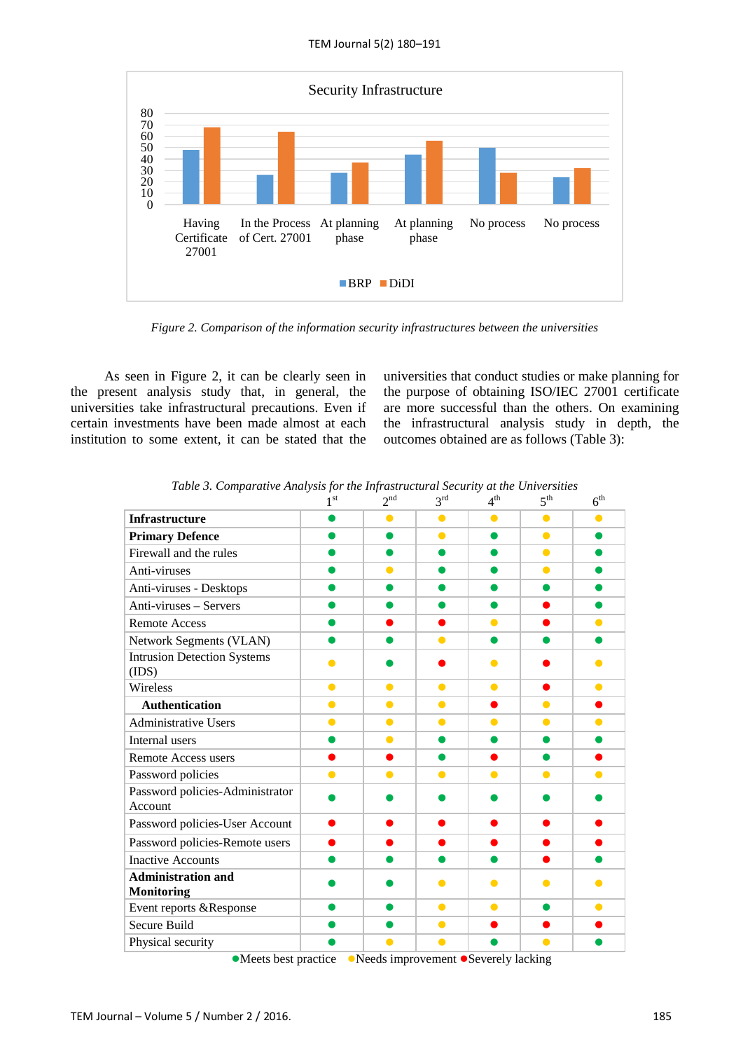*Figure 2. Comparison of the information security infrastructures between the universities*

As seen in Figure 2, it can be clearly seen in the present analysis study that, in general, the universities take infrastructural precautions. Even if certain investments have been made almost at each institution to some extent, it can be stated that the universities that conduct studies or make planning for the purpose of obtaining ISO/IEC 27001 certificate are more successful than the others. On examining the infrastructural analysis study in depth, the outcomes obtained are as follows (Table 3):

*Table 3. Comparative Analysis for the Infrastructural Security at the Universities*

| | 1st | 2nd | 3rd | 4th | 5th | 6th |
|---|---|---|---|---|---|---|
| **Infrastructure** | 🟢 | 🟡 | 🟡 | 🟡 | 🟡 | 🟡 |
| **Primary Defence** | 🟢 | 🟢 | 🟡 | 🟢 | 🟡 | 🟢 |
| Firewall and the rules | 🟢 | 🟢 | 🟢 | 🟢 | 🟡 | 🟢 |
| Anti-viruses | 🟢 | 🟡 | 🟢 | 🟢 | 🟡 | 🟢 |
| Anti-viruses - Desktops | 🟢 | 🟢 | 🟢 | 🟢 | 🟢 | 🟢 |
| Anti-viruses – Servers | 🟢 | 🟢 | 🟢 | 🟢 | 🔴 | 🟢 |
| Remote Access | 🟢 | 🔴 | 🔴 | 🟡 | 🔴 | 🟡 |
| Network Segments (VLAN) | 🟢 | 🟢 | 🟡 | 🟢 | 🟢 | 🟢 |
| Intrusion Detection Systems (IDS) | 🟡 | 🟢 | 🔴 | 🟡 | 🔴 | 🟡 |
| Wireless | 🟡 | 🟡 | 🟡 | 🟡 | 🔴 | 🟡 |
| **Authentication** | 🟡 | 🟡 | 🟡 | 🔴 | 🟡 | 🔴 |
| Administrative Users | 🟡 | 🟡 | 🟡 | 🟡 | 🟡 | 🟡 |
| Internal users | 🟢 | 🟡 | 🟢 | 🟢 | 🟢 | 🟢 |
| Remote Access users | 🔴 | 🔴 | 🟢 | 🔴 | 🟢 | 🔴 |
| Password policies | 🟡 | 🟡 | 🟡 | 🟡 | 🟡 | 🟡 |
| Password policies-Administrator Account | 🟢 | 🟢 | 🟢 | 🟢 | 🟢 | 🟢 |
| Password policies-User Account | 🔴 | 🔴 | 🔴 | 🔴 | 🔴 | 🔴 |
| Password policies-Remote users | 🔴 | 🔴 | 🔴 | 🔴 | 🔴 | 🔴 |
| Inactive Accounts | 🟢 | 🟢 | 🟢 | 🟢 | 🔴 | 🟢 |
| **Administration and Monitoring** | 🟢 | 🟢 | 🟡 | 🟡 | 🟡 | 🟡 |
| Event reports &Response | 🟢 | 🟢 | 🟡 | 🟡 | 🟢 | 🟡 |
| Secure Build | 🟢 | 🟢 | 🟡 | 🔴 | 🔴 | 🔴 |
| Physical security | 🟢 | 🟡 | 🟡 | 🟢 | 🟡 | 🟢 |

🟢 Meets best practice 🟡 Needs improvement 🔴 Severely lacking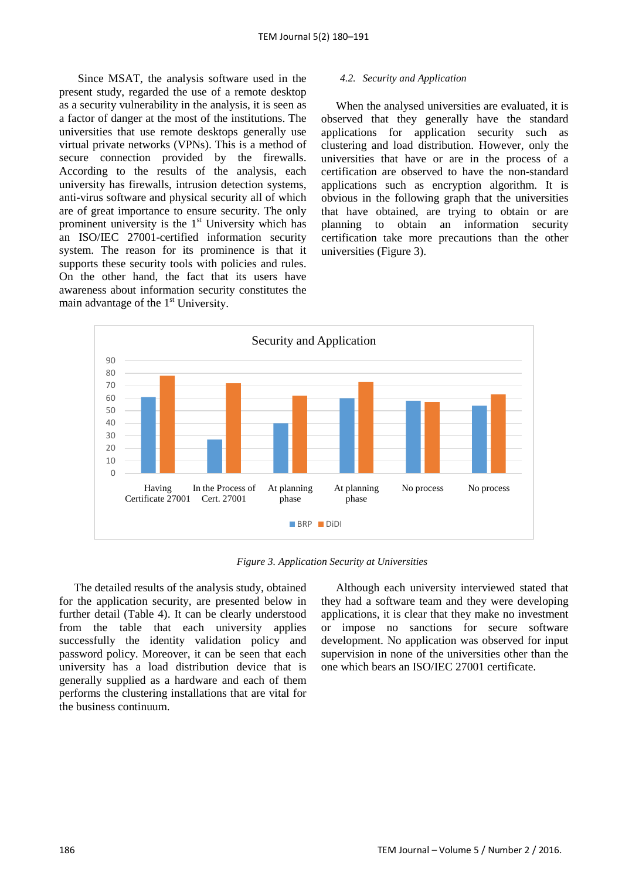Since MSAT, the analysis software used in the present study, regarded the use of a remote desktop as a security vulnerability in the analysis, it is seen as a factor of danger at the most of the institutions. The universities that use remote desktops generally use virtual private networks (VPNs). This is a method of secure connection provided by the firewalls. According to the results of the analysis, each university has firewalls, intrusion detection systems, anti-virus software and physical security all of which are of great importance to ensure security. The only prominent university is the 1st University which has an ISO/IEC 27001-certified information security system. The reason for its prominence is that it supports these security tools with policies and rules. On the other hand, the fact that its users have awareness about information security constitutes the main advantage of the 1st University.

### *4.2. Security and Application*

When the analysed universities are evaluated, it is observed that they generally have the standard applications for application security such as clustering and load distribution. However, only the universities that have or are in the process of a certification are observed to have the non-standard applications such as encryption algorithm. It is obvious in the following graph that the universities that have obtained, are trying to obtain or are planning to obtain an information security certification take more precautions than the other universities (Figure 3).

*Figure 3. Application Security at Universities*

The detailed results of the analysis study, obtained for the application security, are presented below in further detail (Table 4). It can be clearly understood from the table that each university applies successfully the identity validation policy and password policy. Moreover, it can be seen that each university has a load distribution device that is generally supplied as a hardware and each of them performs the clustering installations that are vital for the business continuum.

Although each university interviewed stated that they had a software team and they were developing applications, it is clear that they make no investment or impose no sanctions for secure software development. No application was observed for input supervision in none of the universities other than the one which bears an ISO/IEC 27001 certificate.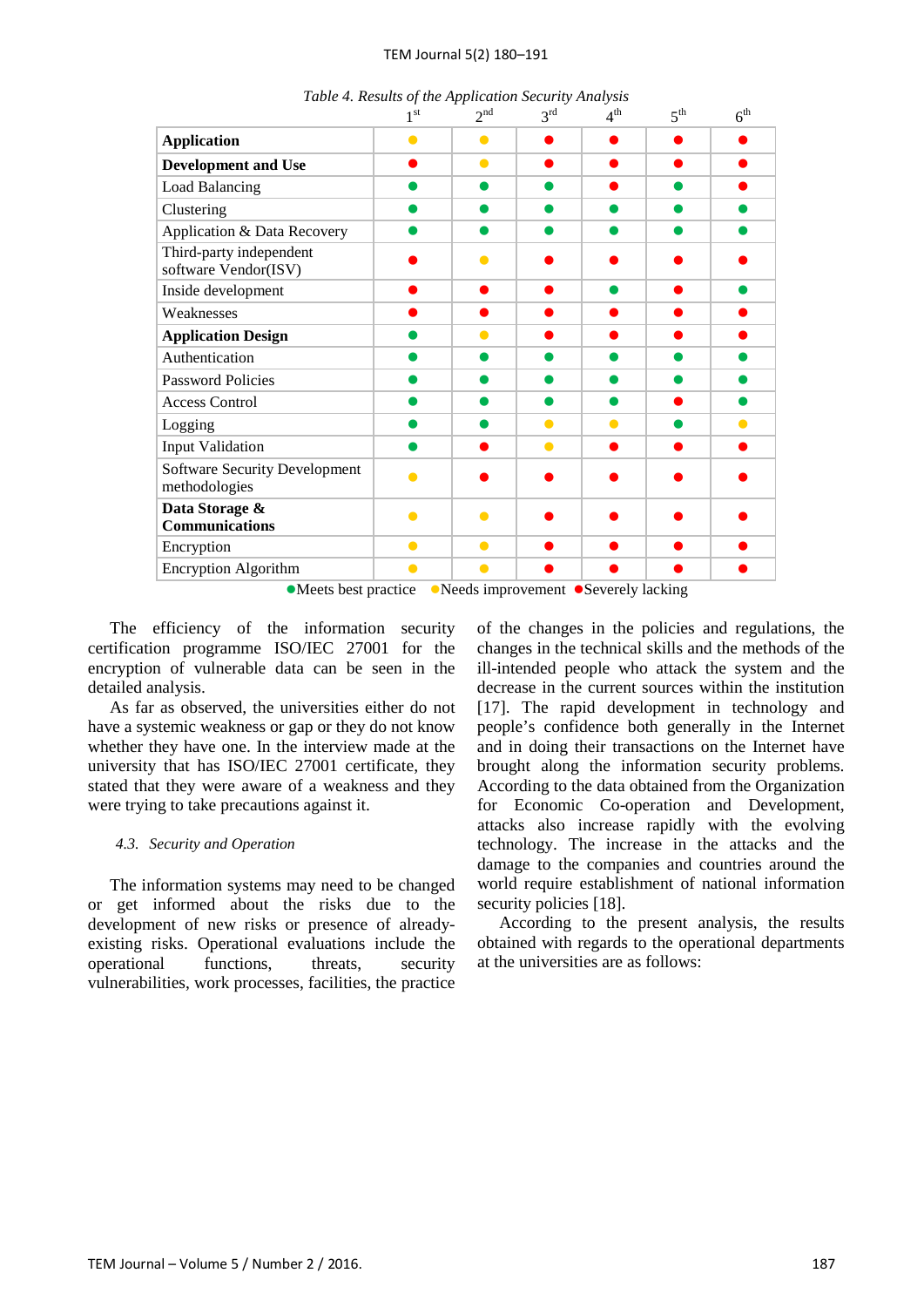*Table 4. Results of the Application Security Analysis*

| | 1st | 2nd | 3rd | 4th | 5th | 6th |
|---|---|---|---|---|---|---|
| **Application** | ● (yellow) | ● (yellow) | ● (red) | ● (red) | ● (red) | ● (red) |
| **Development and Use** | ● (red) | ● (yellow) | ● (red) | ● (red) | ● (red) | ● (red) |
| Load Balancing | ● (green) | ● (green) | ● (green) | ● (red) | ● (green) | ● (red) |
| Clustering | ● (green) | ● (green) | ● (green) | ● (green) | ● (green) | ● (green) |
| Application & Data Recovery | ● (green) | ● (green) | ● (green) | ● (green) | ● (green) | ● (green) |
| Third-party independent software Vendor(ISV) | ● (red) | ● (yellow) | ● (red) | ● (red) | ● (red) | ● (red) |
| Inside development | ● (red) | ● (red) | ● (red) | ● (green) | ● (red) | ● (green) |
| Weaknesses | ● (red) | ● (red) | ● (red) | ● (red) | ● (red) | ● (red) |
| **Application Design** | ● (green) | ● (yellow) | ● (red) | ● (red) | ● (red) | ● (red) |
| Authentication | ● (green) | ● (green) | ● (green) | ● (green) | ● (green) | ● (green) |
| Password Policies | ● (green) | ● (green) | ● (green) | ● (green) | ● (green) | ● (green) |
| Access Control | ● (green) | ● (green) | ● (green) | ● (green) | ● (red) | ● (green) |
| Logging | ● (green) | ● (green) | ● (yellow) | ● (yellow) | ● (green) | ● (yellow) |
| Input Validation | ● (green) | ● (red) | ● (yellow) | ● (red) | ● (red) | ● (red) |
| Software Security Development methodologies | ● (yellow) | ● (red) | ● (red) | ● (red) | ● (red) | ● (red) |
| **Data Storage & Communications** | ● (yellow) | ● (yellow) | ● (red) | ● (red) | ● (red) | ● (red) |
| Encryption | ● (yellow) | ● (yellow) | ● (red) | ● (red) | ● (red) | ● (red) |
| Encryption Algorithm | ● (yellow) | ● (yellow) | ● (red) | ● (red) | ● (red) | ● (red) |

● (green) Meets best practice ● (yellow) Needs improvement ● (red) Severely lacking

The efficiency of the information security certification programme ISO/IEC 27001 for the encryption of vulnerable data can be seen in the detailed analysis.

As far as observed, the universities either do not have a systemic weakness or gap or they do not know whether they have one. In the interview made at the university that has ISO/IEC 27001 certificate, they stated that they were aware of a weakness and they were trying to take precautions against it.

### *4.3. Security and Operation*

The information systems may need to be changed or get informed about the risks due to the development of new risks or presence of already-existing risks. Operational evaluations include the operational functions, threats, security vulnerabilities, work processes, facilities, the practice of the changes in the policies and regulations, the changes in the technical skills and the methods of the ill-intended people who attack the system and the decrease in the current sources within the institution [17]. The rapid development in technology and people's confidence both generally in the Internet and in doing their transactions on the Internet have brought along the information security problems. According to the data obtained from the Organization for Economic Co-operation and Development, attacks also increase rapidly with the evolving technology. The increase in the attacks and the damage to the companies and countries around the world require establishment of national information security policies [18].

According to the present analysis, the results obtained with regards to the operational departments at the universities are as follows: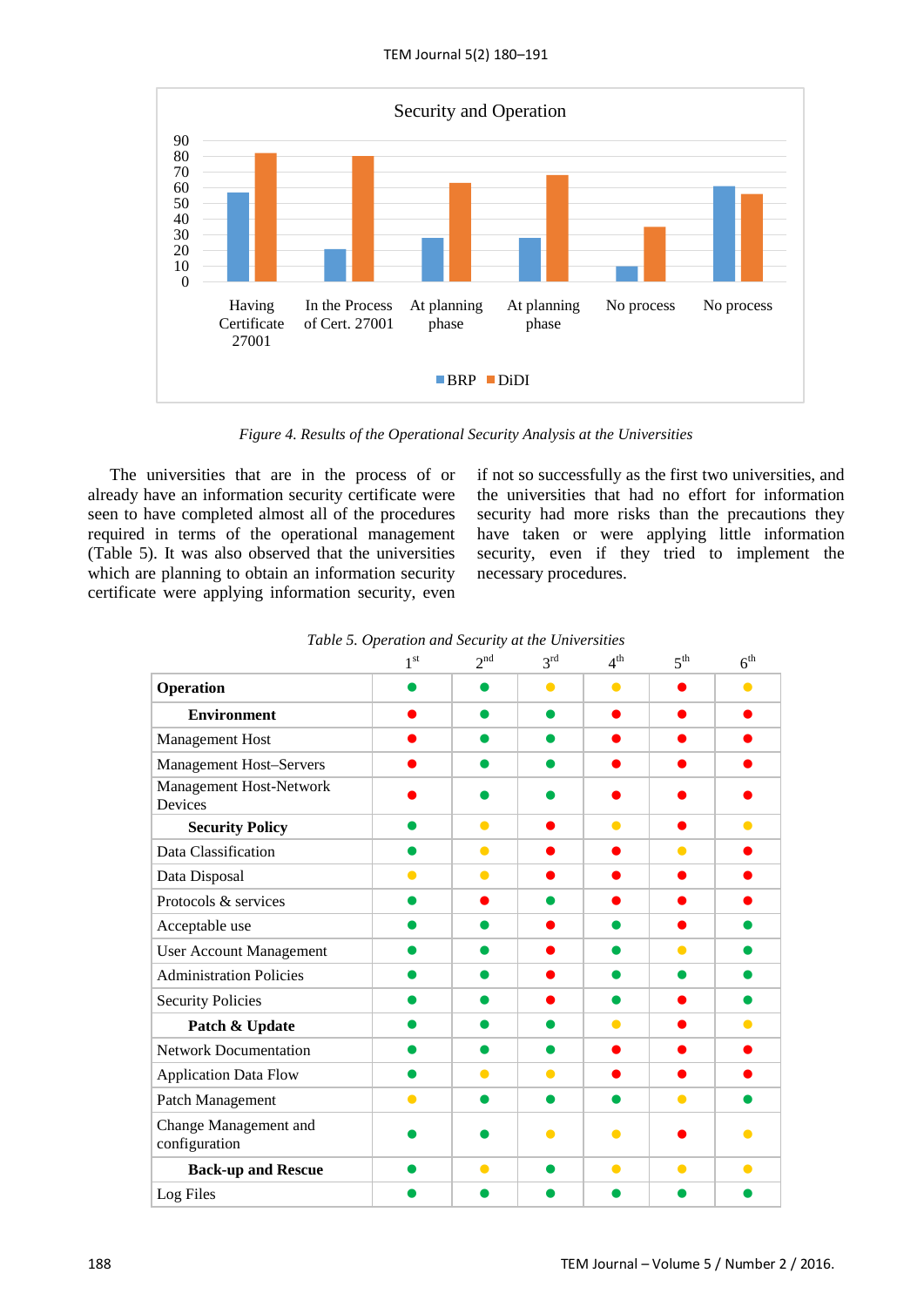*Figure 4. Results of the Operational Security Analysis at the Universities*

The universities that are in the process of or already have an information security certificate were seen to have completed almost all of the procedures required in terms of the operational management (Table 5). It was also observed that the universities which are planning to obtain an information security certificate were applying information security, even if not so successfully as the first two universities, and the universities that had no effort for information security had more risks than the precautions they have taken or were applying little information security, even if they tried to implement the necessary procedures.

*Table 5. Operation and Security at the Universities*

| | 1st | 2nd | 3rd | 4th | 5th | 6th |
|---|---|---|---|---|---|---|
| **Operation** | 🟢 | 🟢 | 🟡 | 🟡 | 🔴 | 🟡 |
| **Environment** | 🔴 | 🟢 | 🟢 | 🔴 | 🔴 | 🔴 |
| Management Host | 🔴 | 🟢 | 🟢 | 🔴 | 🔴 | 🔴 |
| Management Host–Servers | 🔴 | 🟢 | 🟢 | 🔴 | 🔴 | 🔴 |
| Management Host-Network Devices | 🔴 | 🟢 | 🟢 | 🔴 | 🔴 | 🔴 |
| **Security Policy** | 🟢 | 🟡 | 🔴 | 🟡 | 🔴 | 🟡 |
| Data Classification | 🟢 | 🟡 | 🔴 | 🔴 | 🟡 | 🔴 |
| Data Disposal | 🟡 | 🟡 | 🔴 | 🔴 | 🔴 | 🔴 |
| Protocols & services | 🟢 | 🔴 | 🟢 | 🔴 | 🔴 | 🔴 |
| Acceptable use | 🟢 | 🟢 | 🔴 | 🟢 | 🔴 | 🟢 |
| User Account Management | 🟢 | 🟢 | 🔴 | 🟢 | 🟡 | 🟢 |
| Administration Policies | 🟢 | 🟢 | 🔴 | 🟢 | 🟢 | 🟢 |
| Security Policies | 🟢 | 🟢 | 🔴 | 🟢 | 🔴 | 🟢 |
| **Patch & Update** | 🟢 | 🟢 | 🟢 | 🟡 | 🔴 | 🟡 |
| Network Documentation | 🟢 | 🟢 | 🟢 | 🔴 | 🔴 | 🔴 |
| Application Data Flow | 🟢 | 🟡 | 🟡 | 🔴 | 🔴 | 🔴 |
| Patch Management | 🟡 | 🟢 | 🟢 | 🟢 | 🟡 | 🟢 |
| Change Management and configuration | 🟢 | 🟢 | 🟡 | 🟡 | 🔴 | 🟡 |
| **Back-up and Rescue** | 🟢 | 🟡 | 🟢 | 🟡 | 🟡 | 🟡 |
| Log Files | 🟢 | 🟢 | 🟢 | 🟢 | 🟢 | 🟢 |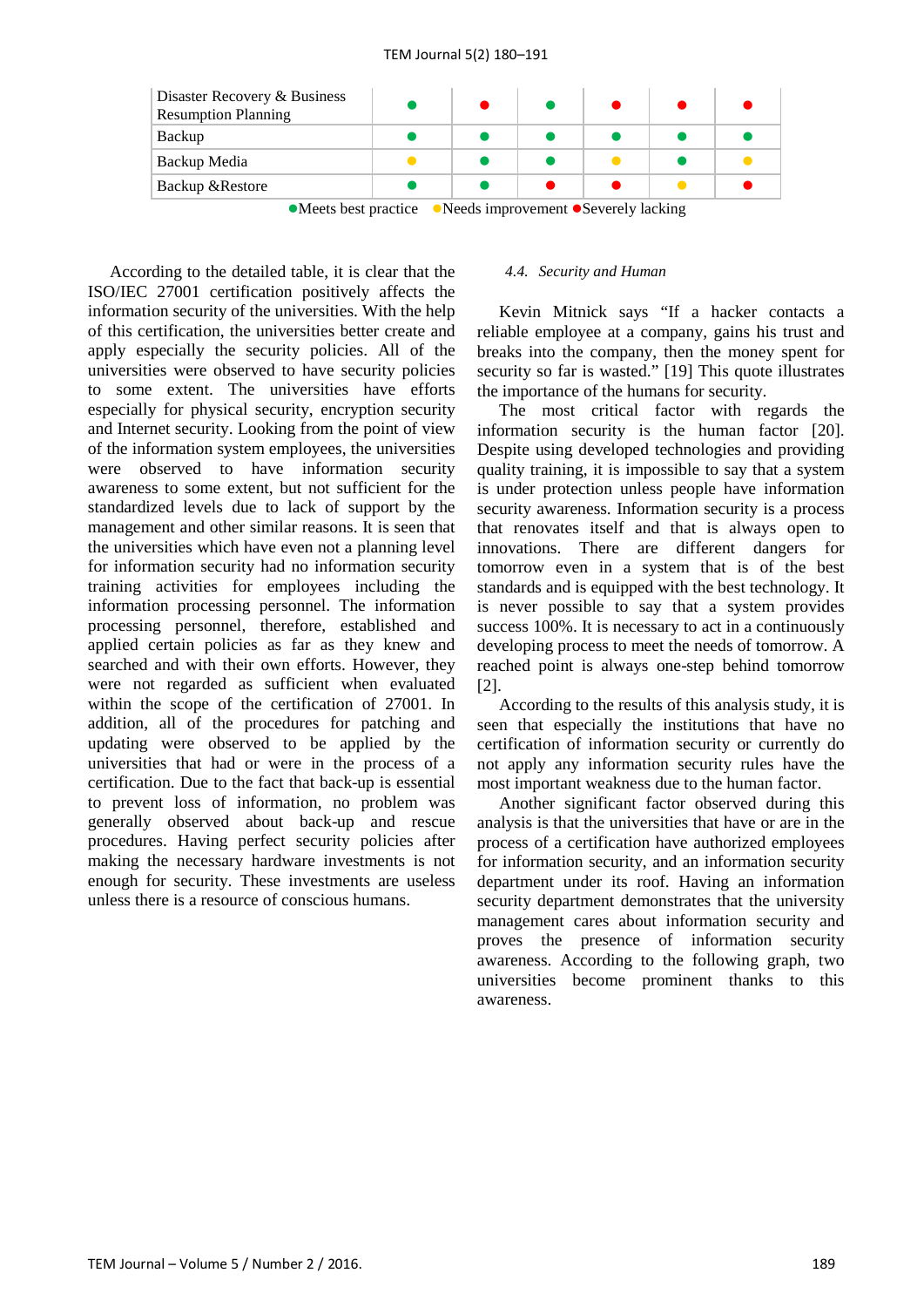| | | | | | | |
|---|---|---|---|---|---|---|
| Disaster Recovery & Business Resumption Planning | ● | ● | ● | ● | ● | ● |
| Backup | ● | ● | ● | ● | ● | ● |
| Backup Media | ● | ● | ● | ● | ● | ● |
| Backup &Restore | ● | ● | ● | ● | ● | ● |

Dot colors by column (left to right):

- Disaster Recovery & Business Resumption Planning: green, red, green, red, red, red
- Backup: green, green, green, green, green, green
- Backup Media: yellow, green, green, yellow, green, yellow
- Backup &Restore: green, green, red, red, yellow, red

●Meets best practice ●Needs improvement ●Severely lacking

According to the detailed table, it is clear that the ISO/IEC 27001 certification positively affects the information security of the universities. With the help of this certification, the universities better create and apply especially the security policies. All of the universities were observed to have security policies to some extent. The universities have efforts especially for physical security, encryption security and Internet security. Looking from the point of view of the information system employees, the universities were observed to have information security awareness to some extent, but not sufficient for the standardized levels due to lack of support by the management and other similar reasons. It is seen that the universities which have even not a planning level for information security had no information security training activities for employees including the information processing personnel. The information processing personnel, therefore, established and applied certain policies as far as they knew and searched and with their own efforts. However, they were not regarded as sufficient when evaluated within the scope of the certification of 27001. In addition, all of the procedures for patching and updating were observed to be applied by the universities that had or were in the process of a certification. Due to the fact that back-up is essential to prevent loss of information, no problem was generally observed about back-up and rescue procedures. Having perfect security policies after making the necessary hardware investments is not enough for security. These investments are useless unless there is a resource of conscious humans.

### *4.4. Security and Human*

Kevin Mitnick says "If a hacker contacts a reliable employee at a company, gains his trust and breaks into the company, then the money spent for security so far is wasted." [19] This quote illustrates the importance of the humans for security.

The most critical factor with regards the information security is the human factor [20]. Despite using developed technologies and providing quality training, it is impossible to say that a system is under protection unless people have information security awareness. Information security is a process that renovates itself and that is always open to innovations. There are different dangers for tomorrow even in a system that is of the best standards and is equipped with the best technology. It is never possible to say that a system provides success 100%. It is necessary to act in a continuously developing process to meet the needs of tomorrow. A reached point is always one-step behind tomorrow [2].

According to the results of this analysis study, it is seen that especially the institutions that have no certification of information security or currently do not apply any information security rules have the most important weakness due to the human factor.

Another significant factor observed during this analysis is that the universities that have or are in the process of a certification have authorized employees for information security, and an information security department under its roof. Having an information security department demonstrates that the university management cares about information security and proves the presence of information security awareness. According to the following graph, two universities become prominent thanks to this awareness.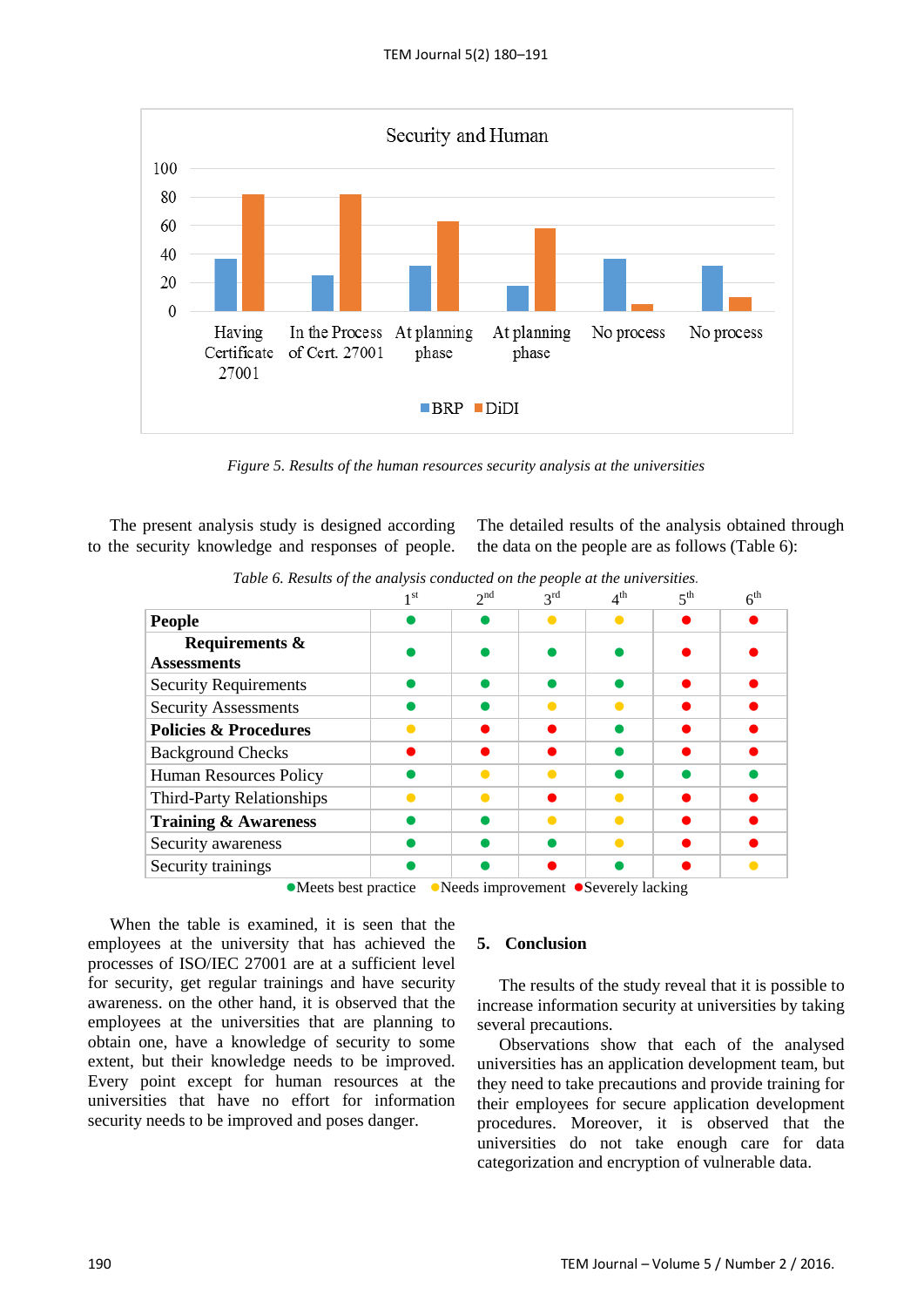Security and Human

| | BRP | DiDI |
|---|---|---|
| Having Certificate 27001 | 37 | 82 |
| In the Process of Cert. 27001 | 25 | 82 |
| At planning phase | 32 | 63 |
| At planning phase | 18 | 58 |
| No process | 37 | 5 |
| No process | 32 | 10 |

*Figure 5. Results of the human resources security analysis at the universities*

The present analysis study is designed according to the security knowledge and responses of people. The detailed results of the analysis obtained through the data on the people are as follows (Table 6):

*Table 6. Results of the analysis conducted on the people at the universities.*

| | 1st | 2nd | 3rd | 4th | 5th | 6th |
|---|---|---|---|---|---|---|
| **People** | ● Green | ● Green | ● Yellow | ● Yellow | ● Red | ● Red |
| **Requirements & Assessments** | ● Green | ● Green | ● Green | ● Green | ● Red | ● Red |
| Security Requirements | ● Green | ● Green | ● Green | ● Green | ● Red | ● Red |
| Security Assessments | ● Green | ● Green | ● Yellow | ● Yellow | ● Red | ● Red |
| **Policies & Procedures** | ● Yellow | ● Red | ● Red | ● Green | ● Red | ● Red |
| Background Checks | ● Red | ● Red | ● Red | ● Green | ● Red | ● Red |
| Human Resources Policy | ● Green | ● Yellow | ● Yellow | ● Green | ● Green | ● Green |
| Third-Party Relationships | ● Yellow | ● Yellow | ● Red | ● Yellow | ● Red | ● Red |
| **Training & Awareness** | ● Green | ● Green | ● Yellow | ● Yellow | ● Red | ● Red |
| Security awareness | ● Green | ● Green | ● Green | ● Yellow | ● Red | ● Red |
| Security trainings | ● Green | ● Green | ● Red | ● Green | ● Red | ● Yellow |

●Meets best practice (green) ●Needs improvement (yellow) ●Severely lacking (red)

When the table is examined, it is seen that the employees at the university that has achieved the processes of ISO/IEC 27001 are at a sufficient level for security, get regular trainings and have security awareness. on the other hand, it is observed that the employees at the universities that are planning to obtain one, have a knowledge of security to some extent, but their knowledge needs to be improved. Every point except for human resources at the universities that have no effort for information security needs to be improved and poses danger.

## 5. Conclusion

The results of the study reveal that it is possible to increase information security at universities by taking several precautions.

Observations show that each of the analysed universities has an application development team, but they need to take precautions and provide training for their employees for secure application development procedures. Moreover, it is observed that the universities do not take enough care for data categorization and encryption of vulnerable data.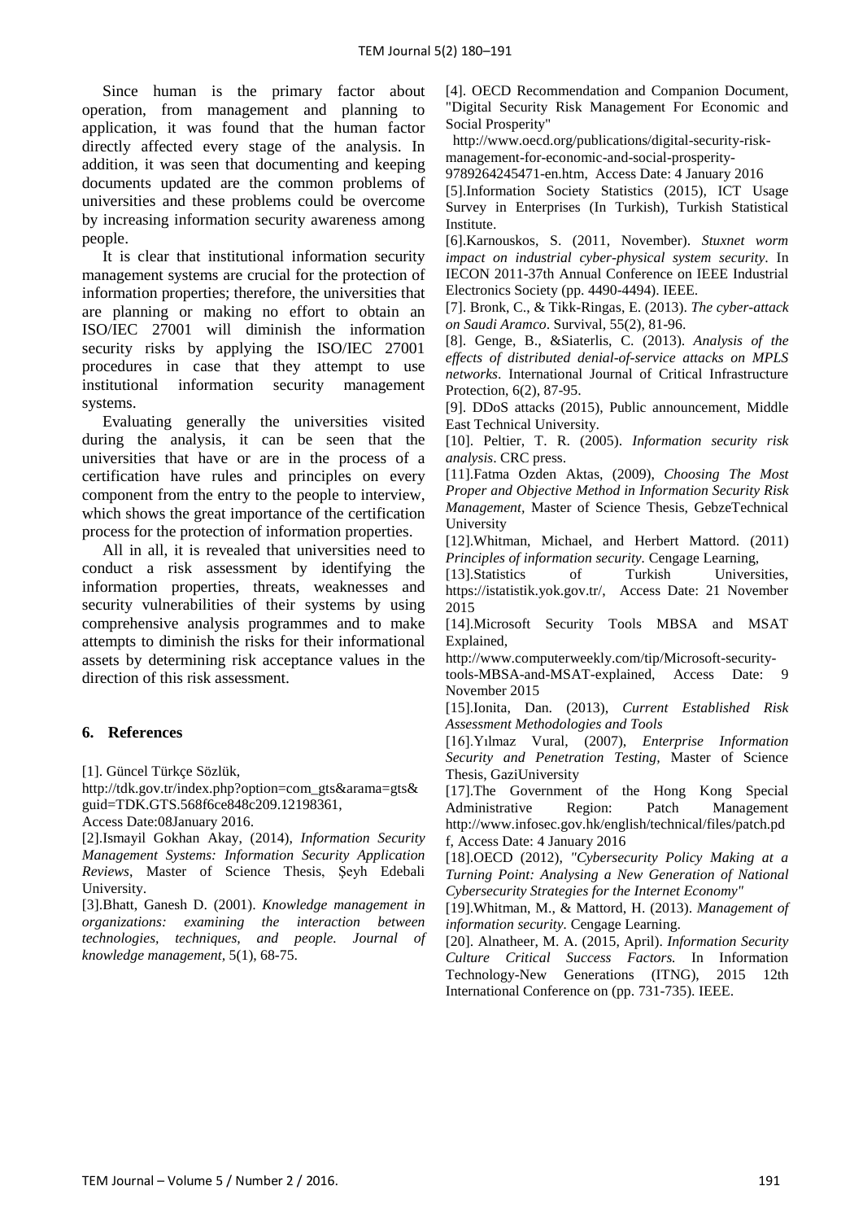Since human is the primary factor about operation, from management and planning to application, it was found that the human factor directly affected every stage of the analysis. In addition, it was seen that documenting and keeping documents updated are the common problems of universities and these problems could be overcome by increasing information security awareness among people.

It is clear that institutional information security management systems are crucial for the protection of information properties; therefore, the universities that are planning or making no effort to obtain an ISO/IEC 27001 will diminish the information security risks by applying the ISO/IEC 27001 procedures in case that they attempt to use institutional information security management systems.

Evaluating generally the universities visited during the analysis, it can be seen that the universities that have or are in the process of a certification have rules and principles on every component from the entry to the people to interview, which shows the great importance of the certification process for the protection of information properties.

All in all, it is revealed that universities need to conduct a risk assessment by identifying the information properties, threats, weaknesses and security vulnerabilities of their systems by using comprehensive analysis programmes and to make attempts to diminish the risks for their informational assets by determining risk acceptance values in the direction of this risk assessment.

## 6. References

[1]. Güncel Türkçe Sözlük, http://tdk.gov.tr/index.php?option=com_gts&arama=gts&guid=TDK.GTS.568f6ce848c209.12198361, Access Date:08January 2016.

[2].Ismayil Gokhan Akay, (2014), *Information Security Management Systems: Information Security Application Reviews*, Master of Science Thesis, Şeyh Edebali University.

[3].Bhatt, Ganesh D. (2001). *Knowledge management in organizations: examining the interaction between technologies, techniques, and people. Journal of knowledge management*, 5(1), 68-75.

[4]. OECD Recommendation and Companion Document, "Digital Security Risk Management For Economic and Social Prosperity" http://www.oecd.org/publications/digital-security-risk-management-for-economic-and-social-prosperity-9789264245471-en.htm, Access Date: 4 January 2016

[5].Information Society Statistics (2015), ICT Usage Survey in Enterprises (In Turkish), Turkish Statistical Institute.

[6].Karnouskos, S. (2011, November). *Stuxnet worm impact on industrial cyber-physical system security*. In IECON 2011-37th Annual Conference on IEEE Industrial Electronics Society (pp. 4490-4494). IEEE.

[7]. Bronk, C., & Tikk-Ringas, E. (2013). *The cyber-attack on Saudi Aramco*. Survival, 55(2), 81-96.

[8]. Genge, B., &Siaterlis, C. (2013). *Analysis of the effects of distributed denial-of-service attacks on MPLS networks*. International Journal of Critical Infrastructure Protection, 6(2), 87-95.

[9]. DDoS attacks (2015), Public announcement, Middle East Technical University.

[10]. Peltier, T. R. (2005). *Information security risk analysis*. CRC press.

[11].Fatma Ozden Aktas, (2009), *Choosing The Most Proper and Objective Method in Information Security Risk Management*, Master of Science Thesis, GebzeTechnical University

[12].Whitman, Michael, and Herbert Mattord. (2011) *Principles of information security*. Cengage Learning,

[13].Statistics of Turkish Universities, https://istatistik.yok.gov.tr/, Access Date: 21 November 2015

[14].Microsoft Security Tools MBSA and MSAT Explained, http://www.computerweekly.com/tip/Microsoft-security-tools-MBSA-and-MSAT-explained, Access Date: 9 November 2015

[15].Ionita, Dan. (2013), *Current Established Risk Assessment Methodologies and Tools*

[16].Yılmaz Vural, (2007), *Enterprise Information Security and Penetration Testing*, Master of Science Thesis, GaziUniversity

[17].The Government of the Hong Kong Special Administrative Region: Patch Management http://www.infosec.gov.hk/english/technical/files/patch.pdf, Access Date: 4 January 2016

[18].OECD (2012), *"Cybersecurity Policy Making at a Turning Point: Analysing a New Generation of National Cybersecurity Strategies for the Internet Economy"*

[19].Whitman, M., & Mattord, H. (2013). *Management of information security*. Cengage Learning.

[20]. Alnatheer, M. A. (2015, April). *Information Security Culture Critical Success Factors.* In Information Technology-New Generations (ITNG), 2015 12th International Conference on (pp. 731-735). IEEE.